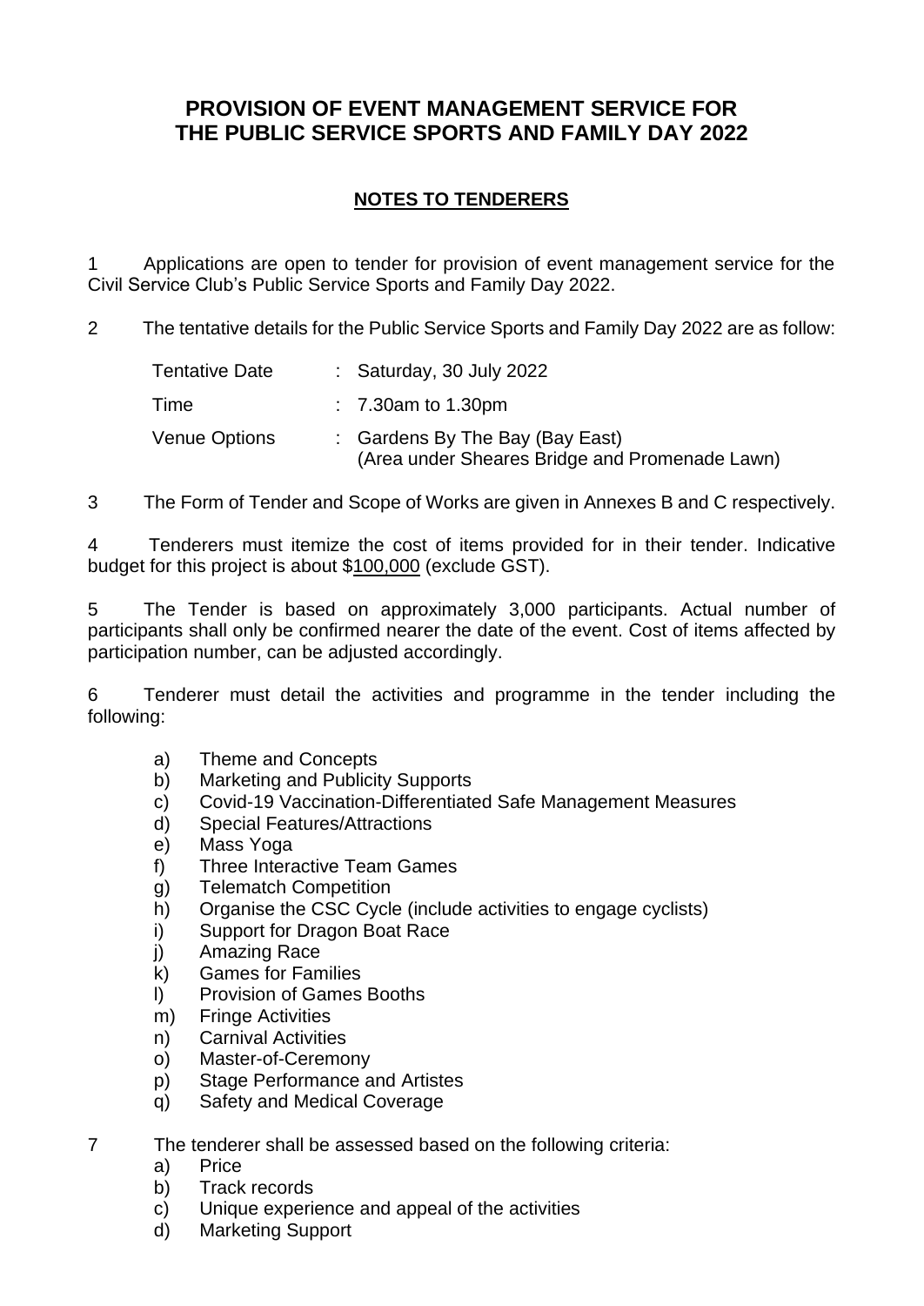# PROVISION OF EVENT MANAGEMENT SERVICE FOR THE PUBLIC SERVICE SPORTS AND FAMILY DAY 2022

## NOTES TO TENDERERS

1 Applications are open to tender for provision of event management service for the Civil Service Club's Public Service Sports and Family Day 2022.

2 The tentative details for the Public Service Sports and Family Day 2022 are as follow:

| | | |
|---|---|---|
| Tentative Date | : | Saturday, 30 July 2022 |
| Time | : | 7.30am to 1.30pm |
| Venue Options | : | Gardens By The Bay (Bay East) (Area under Sheares Bridge and Promenade Lawn) |

3 The Form of Tender and Scope of Works are given in Annexes B and C respectively.

4 Tenderers must itemize the cost of items provided for in their tender. Indicative budget for this project is about $100,000 (exclude GST).

5 The Tender is based on approximately 3,000 participants. Actual number of participants shall only be confirmed nearer the date of the event. Cost of items affected by participation number, can be adjusted accordingly.

6 Tenderer must detail the activities and programme in the tender including the following:

a) Theme and Concepts
b) Marketing and Publicity Supports
c) Covid-19 Vaccination-Differentiated Safe Management Measures
d) Special Features/Attractions
e) Mass Yoga
f) Three Interactive Team Games
g) Telematch Competition
h) Organise the CSC Cycle (include activities to engage cyclists)
i) Support for Dragon Boat Race
j) Amazing Race
k) Games for Families
l) Provision of Games Booths
m) Fringe Activities
n) Carnival Activities
o) Master-of-Ceremony
p) Stage Performance and Artistes
q) Safety and Medical Coverage

7 The tenderer shall be assessed based on the following criteria:

a) Price
b) Track records
c) Unique experience and appeal of the activities
d) Marketing Support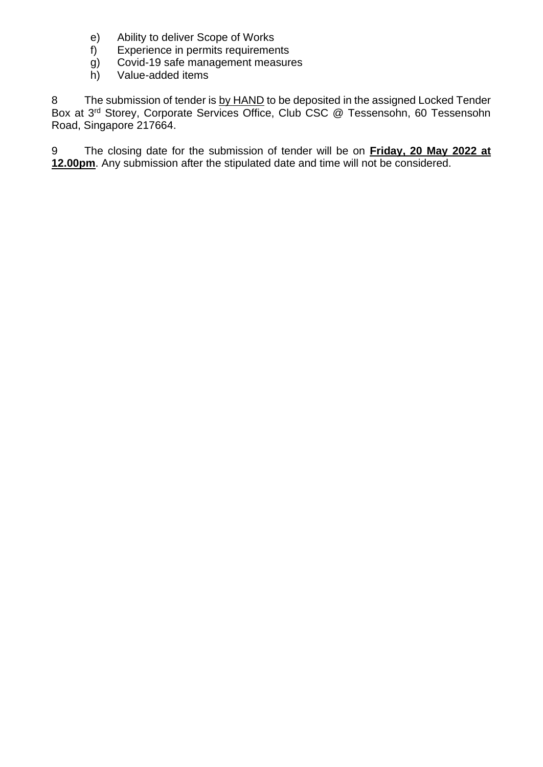e) Ability to deliver Scope of Works
f) Experience in permits requirements
g) Covid-19 safe management measures
h) Value-added items

8 The submission of tender is by HAND to be deposited in the assigned Locked Tender Box at 3rd Storey, Corporate Services Office, Club CSC @ Tessensohn, 60 Tessensohn Road, Singapore 217664.

9 The closing date for the submission of tender will be on **Friday, 20 May 2022 at 12.00pm**. Any submission after the stipulated date and time will not be considered.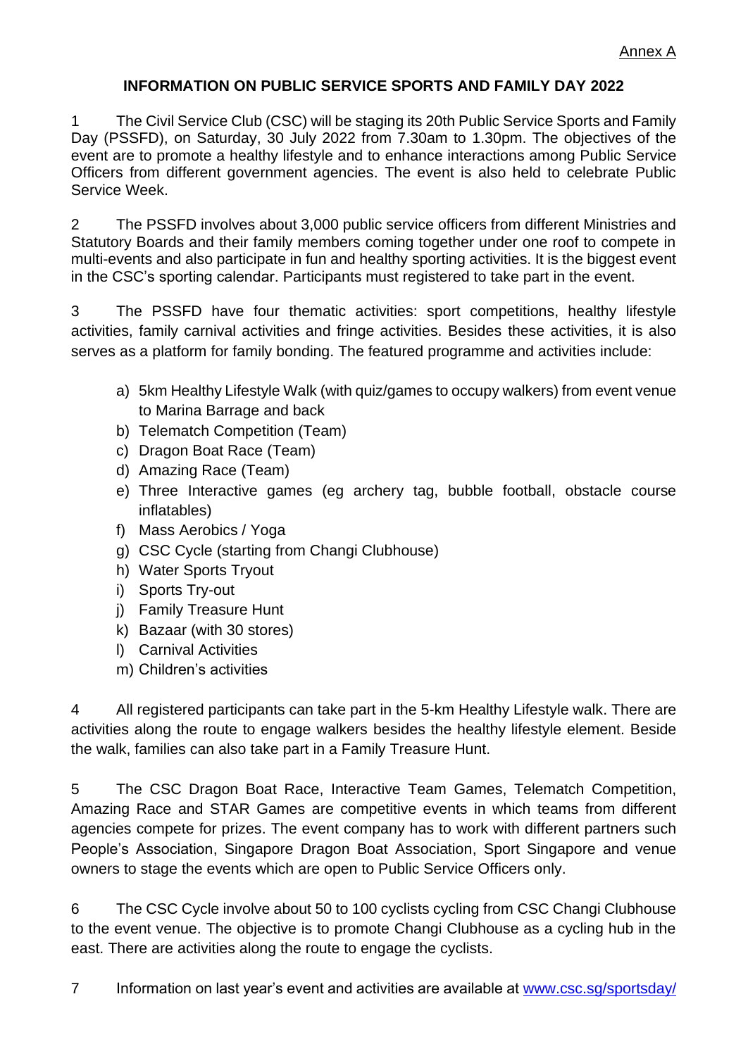Annex A

## INFORMATION ON PUBLIC SERVICE SPORTS AND FAMILY DAY 2022

1 The Civil Service Club (CSC) will be staging its 20th Public Service Sports and Family Day (PSSFD), on Saturday, 30 July 2022 from 7.30am to 1.30pm. The objectives of the event are to promote a healthy lifestyle and to enhance interactions among Public Service Officers from different government agencies. The event is also held to celebrate Public Service Week.

2 The PSSFD involves about 3,000 public service officers from different Ministries and Statutory Boards and their family members coming together under one roof to compete in multi-events and also participate in fun and healthy sporting activities. It is the biggest event in the CSC's sporting calendar. Participants must registered to take part in the event.

3 The PSSFD have four thematic activities: sport competitions, healthy lifestyle activities, family carnival activities and fringe activities. Besides these activities, it is also serves as a platform for family bonding. The featured programme and activities include:

a) 5km Healthy Lifestyle Walk (with quiz/games to occupy walkers) from event venue to Marina Barrage and back
b) Telematch Competition (Team)
c) Dragon Boat Race (Team)
d) Amazing Race (Team)
e) Three Interactive games (eg archery tag, bubble football, obstacle course inflatables)
f) Mass Aerobics / Yoga
g) CSC Cycle (starting from Changi Clubhouse)
h) Water Sports Tryout
i) Sports Try-out
j) Family Treasure Hunt
k) Bazaar (with 30 stores)
l) Carnival Activities
m) Children's activities

4 All registered participants can take part in the 5-km Healthy Lifestyle walk. There are activities along the route to engage walkers besides the healthy lifestyle element. Beside the walk, families can also take part in a Family Treasure Hunt.

5 The CSC Dragon Boat Race, Interactive Team Games, Telematch Competition, Amazing Race and STAR Games are competitive events in which teams from different agencies compete for prizes. The event company has to work with different partners such People's Association, Singapore Dragon Boat Association, Sport Singapore and venue owners to stage the events which are open to Public Service Officers only.

6 The CSC Cycle involve about 50 to 100 cyclists cycling from CSC Changi Clubhouse to the event venue. The objective is to promote Changi Clubhouse as a cycling hub in the east. There are activities along the route to engage the cyclists.

7 Information on last year's event and activities are available at [www.csc.sg/sportsday/](www.csc.sg/sportsday/)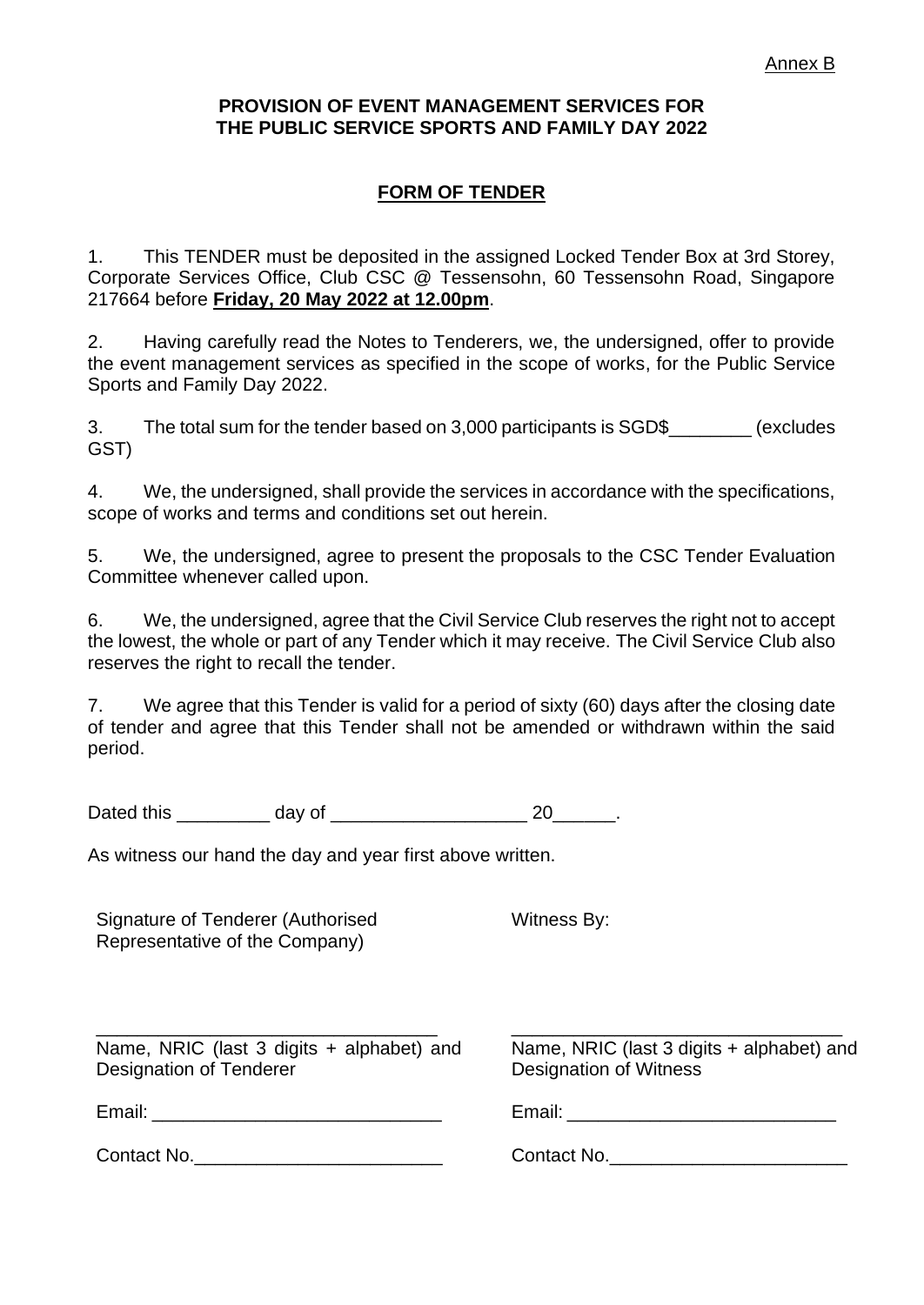Annex B

## PROVISION OF EVENT MANAGEMENT SERVICES FOR THE PUBLIC SERVICE SPORTS AND FAMILY DAY 2022

## FORM OF TENDER

1. This TENDER must be deposited in the assigned Locked Tender Box at 3rd Storey, Corporate Services Office, Club CSC @ Tessensohn, 60 Tessensohn Road, Singapore 217664 before **Friday, 20 May 2022 at 12.00pm**.

2. Having carefully read the Notes to Tenderers, we, the undersigned, offer to provide the event management services as specified in the scope of works, for the Public Service Sports and Family Day 2022.

3. The total sum for the tender based on 3,000 participants is SGD$________ (excludes GST)

4. We, the undersigned, shall provide the services in accordance with the specifications, scope of works and terms and conditions set out herein.

5. We, the undersigned, agree to present the proposals to the CSC Tender Evaluation Committee whenever called upon.

6. We, the undersigned, agree that the Civil Service Club reserves the right not to accept the lowest, the whole or part of any Tender which it may receive. The Civil Service Club also reserves the right to recall the tender.

7. We agree that this Tender is valid for a period of sixty (60) days after the closing date of tender and agree that this Tender shall not be amended or withdrawn within the said period.

Dated this _________ day of ___________________ 20______.

As witness our hand the day and year first above written.

Signature of Tenderer (Authorised Representative of the Company)

___________________________________

Name, NRIC (last 3 digits + alphabet) and Designation of Tenderer

Email: ____________________________

Contact No.________________________

Witness By:

___________________________________

Name, NRIC (last 3 digits + alphabet) and Designation of Witness

Email: __________________________

Contact No._______________________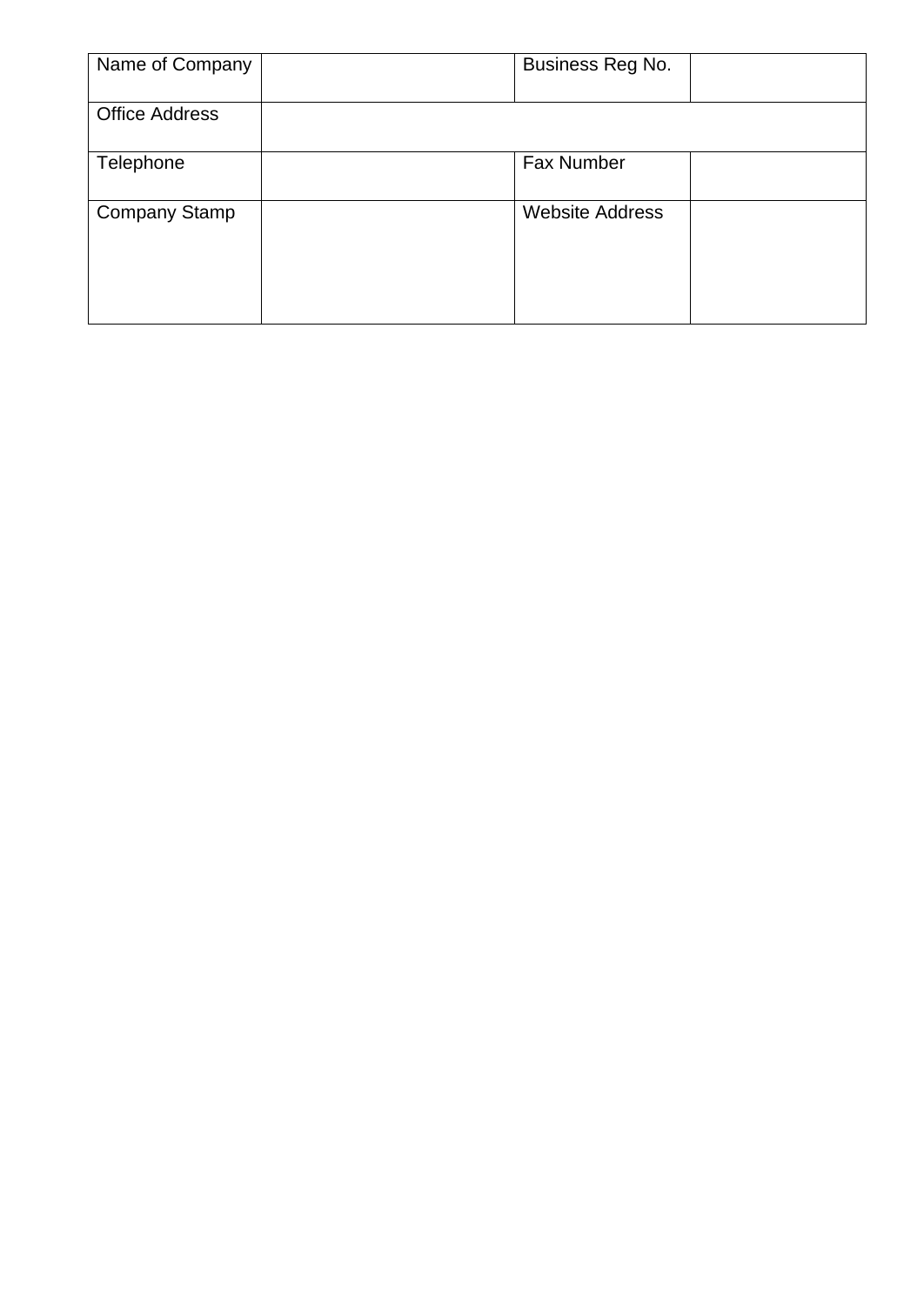| Name of Company | | Business Reg No. | |
|---|---|---|---|
| Office Address | | | |
| Telephone | | Fax Number | |
| Company Stamp | | Website Address | |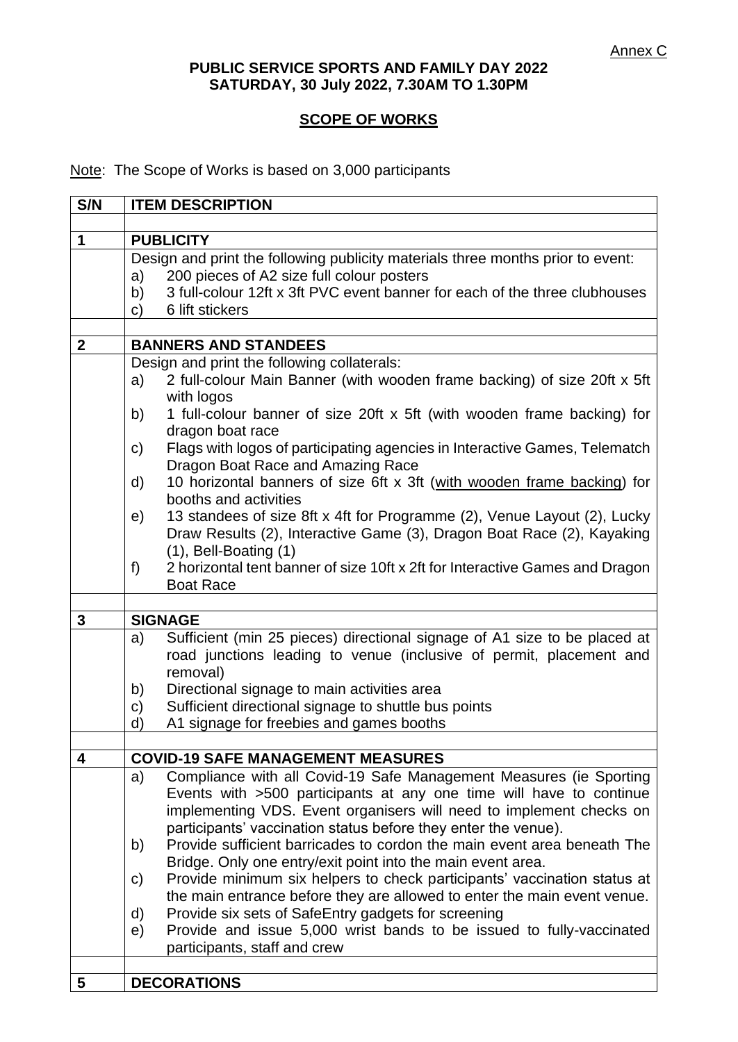Annex C

**PUBLIC SERVICE SPORTS AND FAMILY DAY 2022**
**SATURDAY, 30 July 2022, 7.30AM TO 1.30PM**

**SCOPE OF WORKS**

Note: The Scope of Works is based on 3,000 participants

| S/N | ITEM DESCRIPTION |
|---|---|
| | |
| **1** | **PUBLICITY** |
| | Design and print the following publicity materials three months prior to event:<br>a) 200 pieces of A2 size full colour posters<br>b) 3 full-colour 12ft x 3ft PVC event banner for each of the three clubhouses<br>c) 6 lift stickers |
| | |
| **2** | **BANNERS AND STANDEES** |
| | Design and print the following collaterals:<br>a) 2 full-colour Main Banner (with wooden frame backing) of size 20ft x 5ft with logos<br>b) 1 full-colour banner of size 20ft x 5ft (with wooden frame backing) for dragon boat race<br>c) Flags with logos of participating agencies in Interactive Games, Telematch Dragon Boat Race and Amazing Race<br>d) 10 horizontal banners of size 6ft x 3ft (with wooden frame backing) for booths and activities<br>e) 13 standees of size 8ft x 4ft for Programme (2), Venue Layout (2), Lucky Draw Results (2), Interactive Game (3), Dragon Boat Race (2), Kayaking (1), Bell-Boating (1)<br>f) 2 horizontal tent banner of size 10ft x 2ft for Interactive Games and Dragon Boat Race |
| | |
| **3** | **SIGNAGE** |
| | a) Sufficient (min 25 pieces) directional signage of A1 size to be placed at road junctions leading to venue (inclusive of permit, placement and removal)<br>b) Directional signage to main activities area<br>c) Sufficient directional signage to shuttle bus points<br>d) A1 signage for freebies and games booths |
| | |
| **4** | **COVID-19 SAFE MANAGEMENT MEASURES** |
| | a) Compliance with all Covid-19 Safe Management Measures (ie Sporting Events with >500 participants at any one time will have to continue implementing VDS. Event organisers will need to implement checks on participants' vaccination status before they enter the venue).<br>b) Provide sufficient barricades to cordon the main event area beneath The Bridge. Only one entry/exit point into the main event area.<br>c) Provide minimum six helpers to check participants' vaccination status at the main entrance before they are allowed to enter the main event venue.<br>d) Provide six sets of SafeEntry gadgets for screening<br>e) Provide and issue 5,000 wrist bands to be issued to fully-vaccinated participants, staff and crew |
| | |
| **5** | **DECORATIONS** |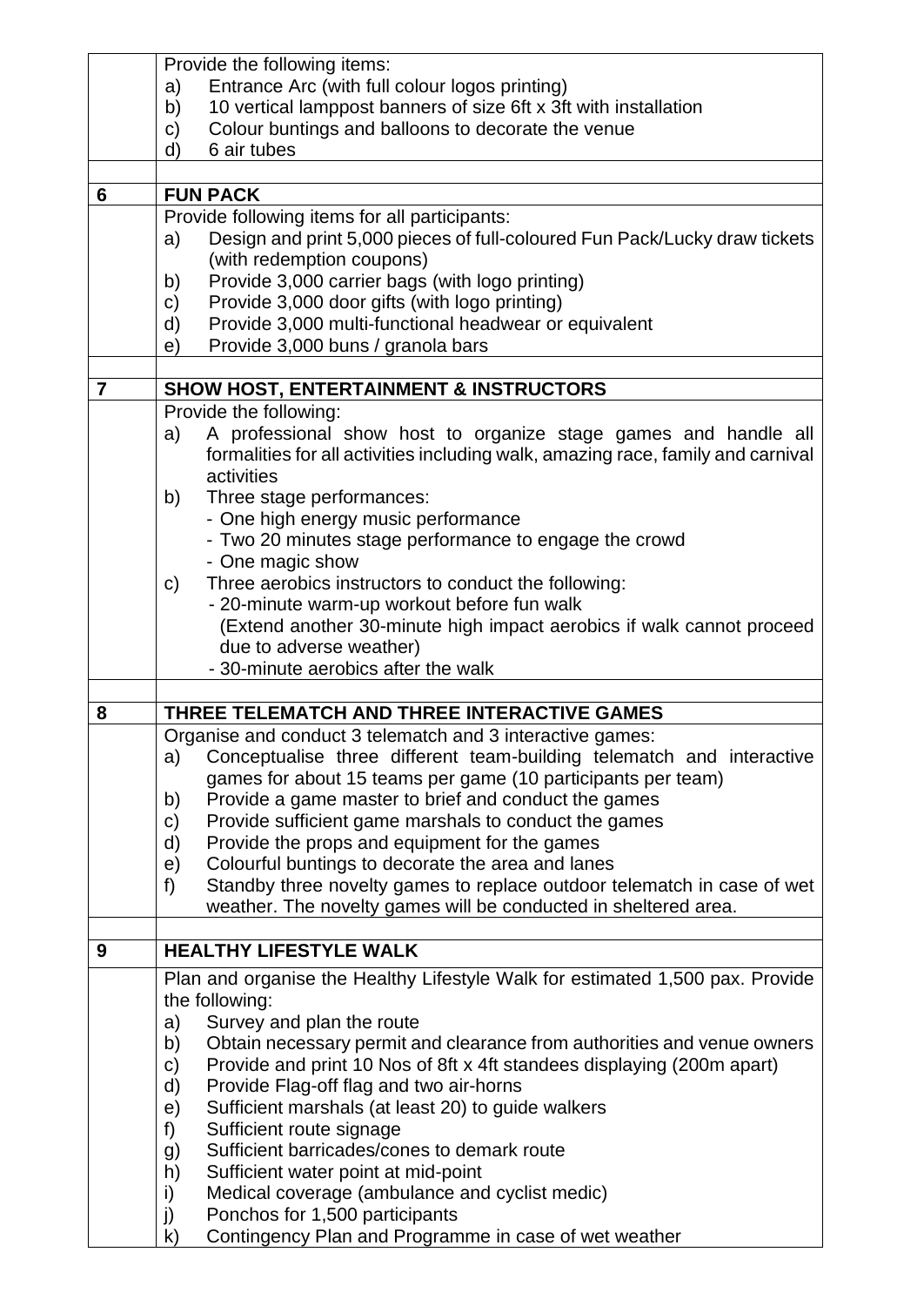| | |
|---|---|
| | Provide the following items:<br>a) Entrance Arc (with full colour logos printing)<br>b) 10 vertical lamppost banners of size 6ft x 3ft with installation<br>c) Colour buntings and balloons to decorate the venue<br>d) 6 air tubes |
| | |
| **6** | **FUN PACK** |
| | Provide following items for all participants:<br>a) Design and print 5,000 pieces of full-coloured Fun Pack/Lucky draw tickets (with redemption coupons)<br>b) Provide 3,000 carrier bags (with logo printing)<br>c) Provide 3,000 door gifts (with logo printing)<br>d) Provide 3,000 multi-functional headwear or equivalent<br>e) Provide 3,000 buns / granola bars |
| | |
| **7** | **SHOW HOST, ENTERTAINMENT & INSTRUCTORS** |
| | Provide the following:<br>a) A professional show host to organize stage games and handle all formalities for all activities including walk, amazing race, family and carnival activities<br>b) Three stage performances:<br>- One high energy music performance<br>- Two 20 minutes stage performance to engage the crowd<br>- One magic show<br>c) Three aerobics instructors to conduct the following:<br>- 20-minute warm-up workout before fun walk<br>(Extend another 30-minute high impact aerobics if walk cannot proceed due to adverse weather)<br>- 30-minute aerobics after the walk |
| | |
| **8** | **THREE TELEMATCH AND THREE INTERACTIVE GAMES** |
| | Organise and conduct 3 telematch and 3 interactive games:<br>a) Conceptualise three different team-building telematch and interactive games for about 15 teams per game (10 participants per team)<br>b) Provide a game master to brief and conduct the games<br>c) Provide sufficient game marshals to conduct the games<br>d) Provide the props and equipment for the games<br>e) Colourful buntings to decorate the area and lanes<br>f) Standby three novelty games to replace outdoor telematch in case of wet weather. The novelty games will be conducted in sheltered area. |
| | |
| **9** | **HEALTHY LIFESTYLE WALK** |
| | Plan and organise the Healthy Lifestyle Walk for estimated 1,500 pax. Provide the following:<br>a) Survey and plan the route<br>b) Obtain necessary permit and clearance from authorities and venue owners<br>c) Provide and print 10 Nos of 8ft x 4ft standees displaying (200m apart)<br>d) Provide Flag-off flag and two air-horns<br>e) Sufficient marshals (at least 20) to guide walkers<br>f) Sufficient route signage<br>g) Sufficient barricades/cones to demark route<br>h) Sufficient water point at mid-point<br>i) Medical coverage (ambulance and cyclist medic)<br>j) Ponchos for 1,500 participants<br>k) Contingency Plan and Programme in case of wet weather |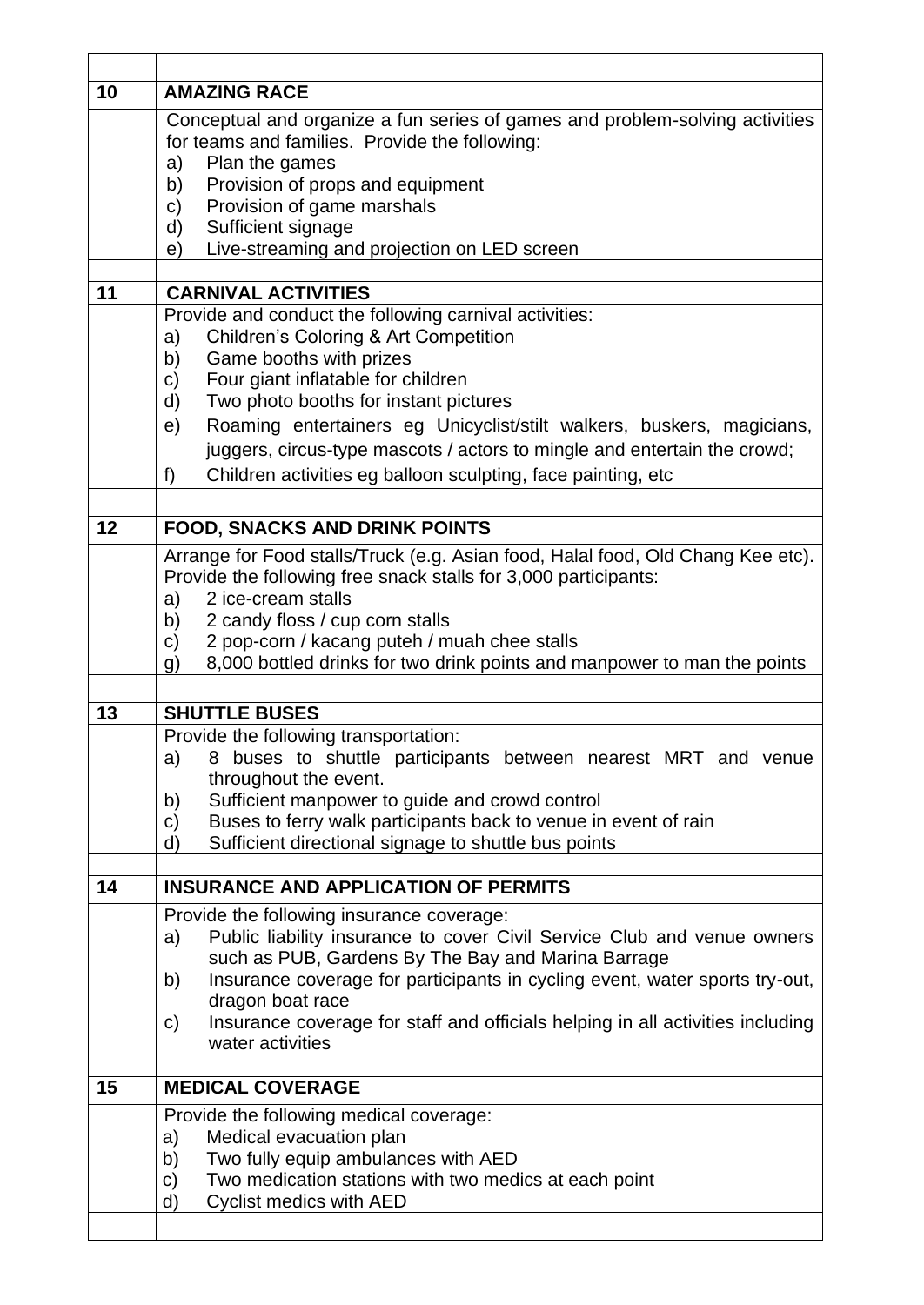| | |
|---|---|
| | |
| 10 | **AMAZING RACE** |
| | Conceptual and organize a fun series of games and problem-solving activities for teams and families. Provide the following:<br>a) Plan the games<br>b) Provision of props and equipment<br>c) Provision of game marshals<br>d) Sufficient signage<br>e) Live-streaming and projection on LED screen |
| | |
| 11 | **CARNIVAL ACTIVITIES** |
| | Provide and conduct the following carnival activities:<br>a) Children's Coloring & Art Competition<br>b) Game booths with prizes<br>c) Four giant inflatable for children<br>d) Two photo booths for instant pictures<br>e) Roaming entertainers eg Unicyclist/stilt walkers, buskers, magicians, juggers, circus-type mascots / actors to mingle and entertain the crowd;<br>f) Children activities eg balloon sculpting, face painting, etc |
| | |
| 12 | **FOOD, SNACKS AND DRINK POINTS** |
| | Arrange for Food stalls/Truck (e.g. Asian food, Halal food, Old Chang Kee etc). Provide the following free snack stalls for 3,000 participants:<br>a) 2 ice-cream stalls<br>b) 2 candy floss / cup corn stalls<br>c) 2 pop-corn / kacang puteh / muah chee stalls<br>g) 8,000 bottled drinks for two drink points and manpower to man the points |
| | |
| 13 | **SHUTTLE BUSES** |
| | Provide the following transportation:<br>a) 8 buses to shuttle participants between nearest MRT and venue throughout the event.<br>b) Sufficient manpower to guide and crowd control<br>c) Buses to ferry walk participants back to venue in event of rain<br>d) Sufficient directional signage to shuttle bus points |
| | |
| 14 | **INSURANCE AND APPLICATION OF PERMITS** |
| | Provide the following insurance coverage:<br>a) Public liability insurance to cover Civil Service Club and venue owners such as PUB, Gardens By The Bay and Marina Barrage<br>b) Insurance coverage for participants in cycling event, water sports try-out, dragon boat race<br>c) Insurance coverage for staff and officials helping in all activities including water activities |
| | |
| 15 | **MEDICAL COVERAGE** |
| | Provide the following medical coverage:<br>a) Medical evacuation plan<br>b) Two fully equip ambulances with AED<br>c) Two medication stations with two medics at each point<br>d) Cyclist medics with AED |
| | |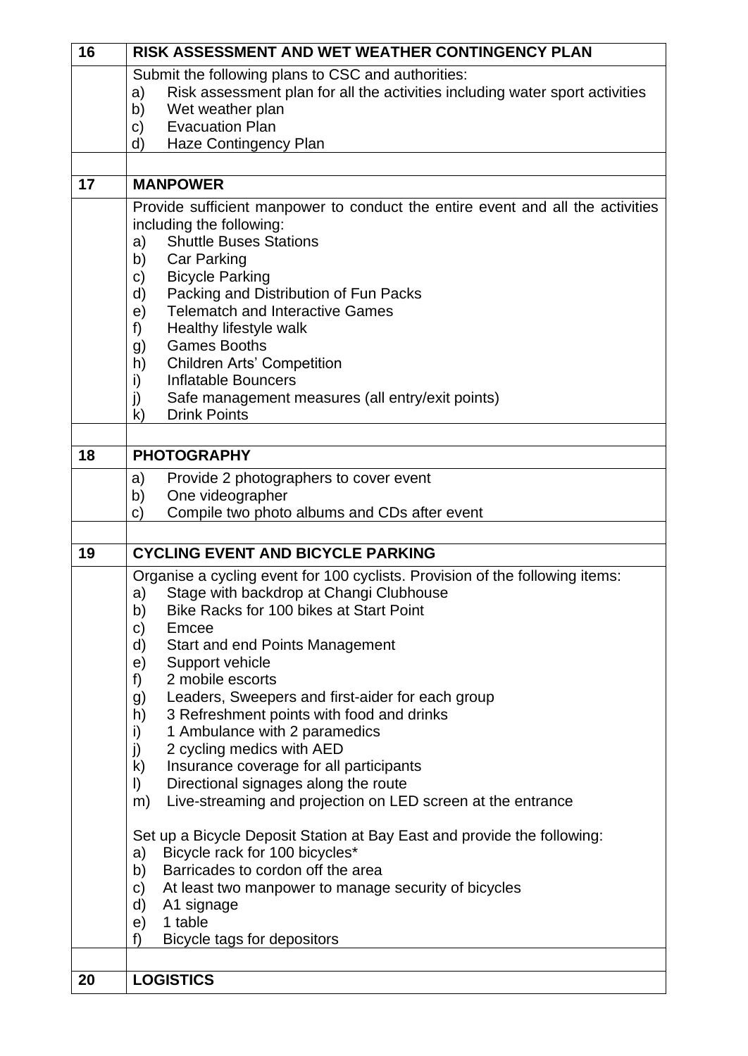| 16 | RISK ASSESSMENT AND WET WEATHER CONTINGENCY PLAN |
|---|---|
| | Submit the following plans to CSC and authorities:<br>a) Risk assessment plan for all the activities including water sport activities<br>b) Wet weather plan<br>c) Evacuation Plan<br>d) Haze Contingency Plan |
| | |
| **17** | **MANPOWER** |
| | Provide sufficient manpower to conduct the entire event and all the activities including the following:<br>a) Shuttle Buses Stations<br>b) Car Parking<br>c) Bicycle Parking<br>d) Packing and Distribution of Fun Packs<br>e) Telematch and Interactive Games<br>f) Healthy lifestyle walk<br>g) Games Booths<br>h) Children Arts' Competition<br>i) Inflatable Bouncers<br>j) Safe management measures (all entry/exit points)<br>k) Drink Points |
| | |
| **18** | **PHOTOGRAPHY** |
| | a) Provide 2 photographers to cover event<br>b) One videographer<br>c) Compile two photo albums and CDs after event |
| | |
| **19** | **CYCLING EVENT AND BICYCLE PARKING** |
| | Organise a cycling event for 100 cyclists. Provision of the following items:<br>a) Stage with backdrop at Changi Clubhouse<br>b) Bike Racks for 100 bikes at Start Point<br>c) Emcee<br>d) Start and end Points Management<br>e) Support vehicle<br>f) 2 mobile escorts<br>g) Leaders, Sweepers and first-aider for each group<br>h) 3 Refreshment points with food and drinks<br>i) 1 Ambulance with 2 paramedics<br>j) 2 cycling medics with AED<br>k) Insurance coverage for all participants<br>l) Directional signages along the route<br>m) Live-streaming and projection on LED screen at the entrance<br><br>Set up a Bicycle Deposit Station at Bay East and provide the following:<br>a) Bicycle rack for 100 bicycles*<br>b) Barricades to cordon off the area<br>c) At least two manpower to manage security of bicycles<br>d) A1 signage<br>e) 1 table<br>f) Bicycle tags for depositors |
| | |
| **20** | **LOGISTICS** |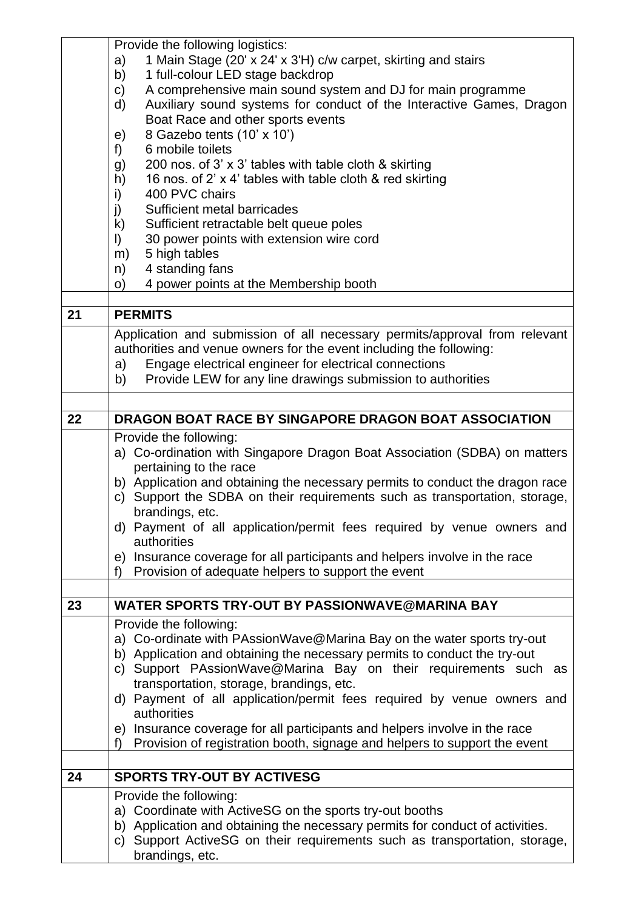| | |
|---|---|
| | Provide the following logistics:<br>a) 1 Main Stage (20' x 24' x 3'H) c/w carpet, skirting and stairs<br>b) 1 full-colour LED stage backdrop<br>c) A comprehensive main sound system and DJ for main programme<br>d) Auxiliary sound systems for conduct of the Interactive Games, Dragon Boat Race and other sports events<br>e) 8 Gazebo tents (10' x 10')<br>f) 6 mobile toilets<br>g) 200 nos. of 3' x 3' tables with table cloth & skirting<br>h) 16 nos. of 2' x 4' tables with table cloth & red skirting<br>i) 400 PVC chairs<br>j) Sufficient metal barricades<br>k) Sufficient retractable belt queue poles<br>l) 30 power points with extension wire cord<br>m) 5 high tables<br>n) 4 standing fans<br>o) 4 power points at the Membership booth |
| | |
| **21** | **PERMITS** |
| | Application and submission of all necessary permits/approval from relevant authorities and venue owners for the event including the following:<br>a) Engage electrical engineer for electrical connections<br>b) Provide LEW for any line drawings submission to authorities |
| | |
| **22** | **DRAGON BOAT RACE BY SINGAPORE DRAGON BOAT ASSOCIATION** |
| | Provide the following:<br>a) Co-ordination with Singapore Dragon Boat Association (SDBA) on matters pertaining to the race<br>b) Application and obtaining the necessary permits to conduct the dragon race<br>c) Support the SDBA on their requirements such as transportation, storage, brandings, etc.<br>d) Payment of all application/permit fees required by venue owners and authorities<br>e) Insurance coverage for all participants and helpers involve in the race<br>f) Provision of adequate helpers to support the event |
| | |
| **23** | **WATER SPORTS TRY-OUT BY PASSIONWAVE@MARINA BAY** |
| | Provide the following:<br>a) Co-ordinate with PAssionWave@Marina Bay on the water sports try-out<br>b) Application and obtaining the necessary permits to conduct the try-out<br>c) Support PAssionWave@Marina Bay on their requirements such as transportation, storage, brandings, etc.<br>d) Payment of all application/permit fees required by venue owners and authorities<br>e) Insurance coverage for all participants and helpers involve in the race<br>f) Provision of registration booth, signage and helpers to support the event |
| | |
| **24** | **SPORTS TRY-OUT BY ACTIVESG** |
| | Provide the following:<br>a) Coordinate with ActiveSG on the sports try-out booths<br>b) Application and obtaining the necessary permits for conduct of activities.<br>c) Support ActiveSG on their requirements such as transportation, storage, brandings, etc. |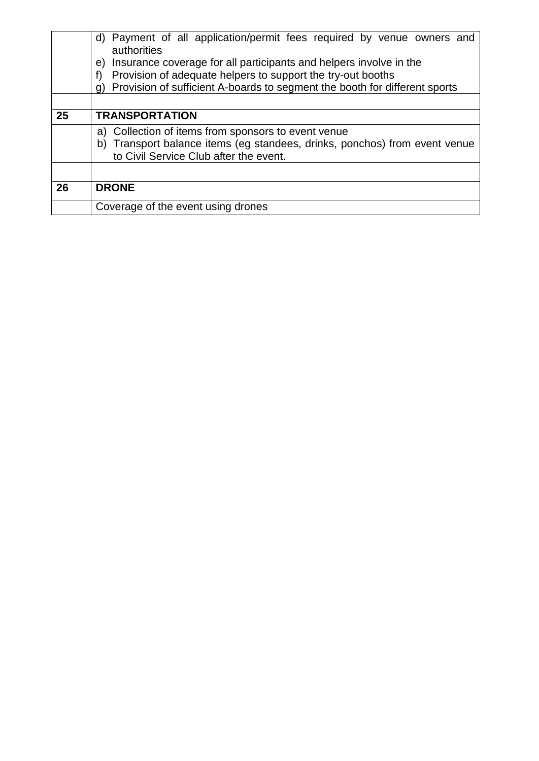| | |
|---|---|
| | d) Payment of all application/permit fees required by venue owners and authorities<br>e) Insurance coverage for all participants and helpers involve in the<br>f) Provision of adequate helpers to support the try-out booths<br>g) Provision of sufficient A-boards to segment the booth for different sports |
| | |
| **25** | **TRANSPORTATION** |
| | a) Collection of items from sponsors to event venue<br>b) Transport balance items (eg standees, drinks, ponchos) from event venue to Civil Service Club after the event. |
| | |
| **26** | **DRONE** |
| | Coverage of the event using drones |